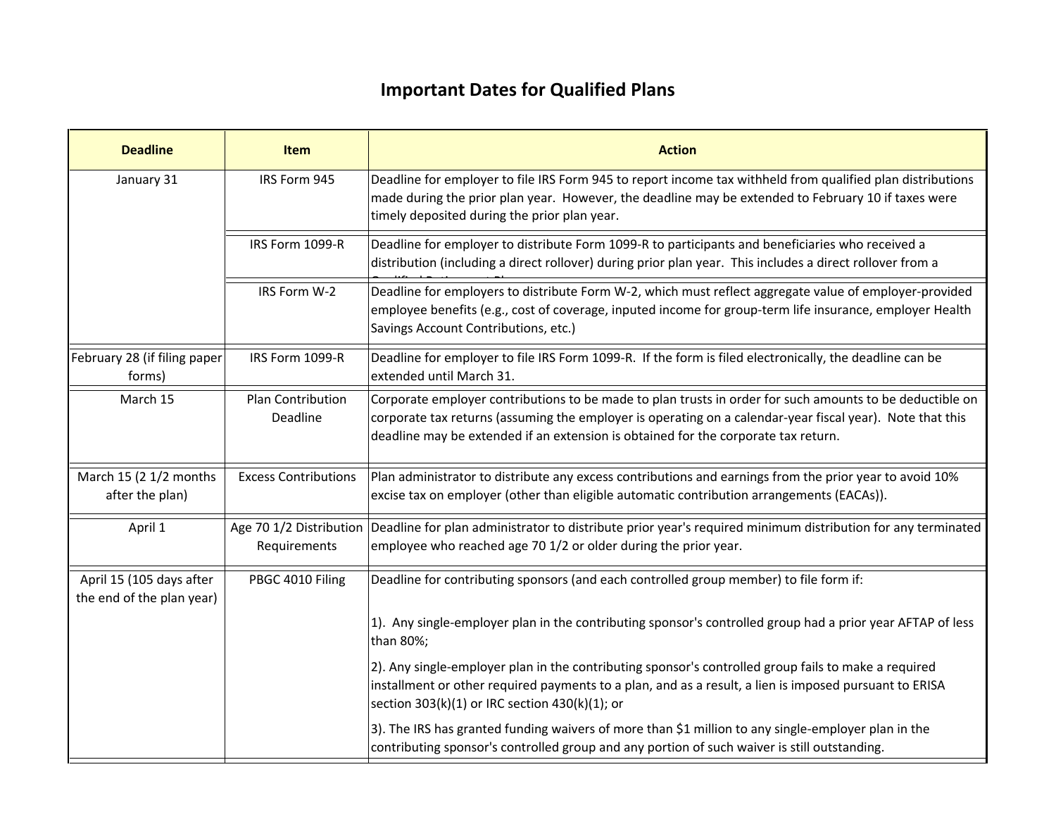# Important Dates for Qualified Plans

| Deadline | Item | Action |
|---|---|---|
| January 31 | IRS Form 945 | Deadline for employer to file IRS Form 945 to report income tax withheld from qualified plan distributions made during the prior plan year. However, the deadline may be extended to February 10 if taxes were timely deposited during the prior plan year. |
| | IRS Form 1099-R | Deadline for employer to distribute Form 1099-R to participants and beneficiaries who received a distribution (including a direct rollover) during prior plan year. This includes a direct rollover from a |
| | IRS Form W-2 | Deadline for employers to distribute Form W-2, which must reflect aggregate value of employer-provided employee benefits (e.g., cost of coverage, inputed income for group-term life insurance, employer Health Savings Account Contributions, etc.) |
| February 28 (if filing paper forms) | IRS Form 1099-R | Deadline for employer to file IRS Form 1099-R. If the form is filed electronically, the deadline can be extended until March 31. |
| March 15 | Plan Contribution Deadline | Corporate employer contributions to be made to plan trusts in order for such amounts to be deductible on corporate tax returns (assuming the employer is operating on a calendar-year fiscal year). Note that this deadline may be extended if an extension is obtained for the corporate tax return. |
| March 15 (2 1/2 months after the plan) | Excess Contributions | Plan administrator to distribute any excess contributions and earnings from the prior year to avoid 10% excise tax on employer (other than eligible automatic contribution arrangements (EACAs)). |
| April 1 | Age 70 1/2 Distribution Requirements | Deadline for plan administrator to distribute prior year's required minimum distribution for any terminated employee who reached age 70 1/2 or older during the prior year. |
| April 15 (105 days after the end of the plan year) | PBGC 4010 Filing | Deadline for contributing sponsors (and each controlled group member) to file form if:<br><br>1). Any single-employer plan in the contributing sponsor's controlled group had a prior year AFTAP of less than 80%;<br><br>2). Any single-employer plan in the contributing sponsor's controlled group fails to make a required installment or other required payments to a plan, and as a result, a lien is imposed pursuant to ERISA section 303(k)(1) or IRC section 430(k)(1); or<br><br>3). The IRS has granted funding waivers of more than $1 million to any single-employer plan in the contributing sponsor's controlled group and any portion of such waiver is still outstanding. |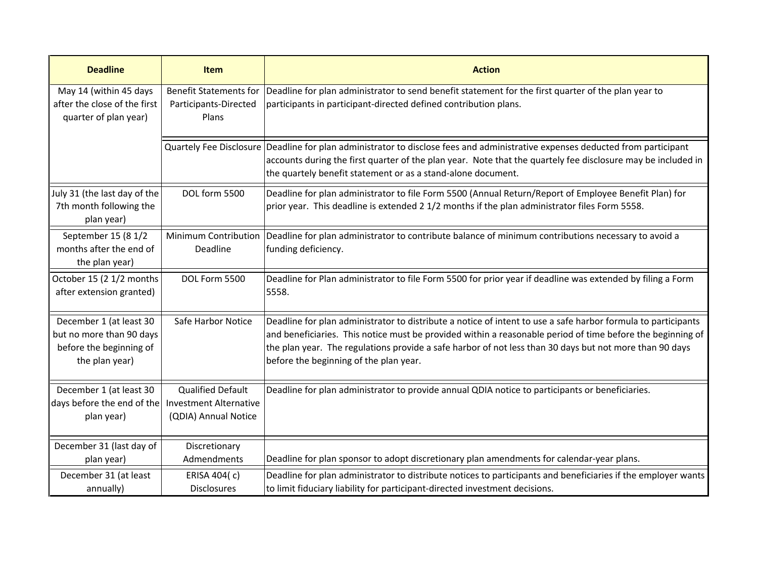| Deadline | Item | Action |
|---|---|---|
| May 14 (within 45 days after the close of the first quarter of plan year) | Benefit Statements for Participants-Directed Plans | Deadline for plan administrator to send benefit statement for the first quarter of the plan year to participants in participant-directed defined contribution plans. |
| | Quartely Fee Disclosure | Deadline for plan administrator to disclose fees and administrative expenses deducted from participant accounts during the first quarter of the plan year. Note that the quartely fee disclosure may be included in the quartely benefit statement or as a stand-alone document. |
| July 31 (the last day of the 7th month following the plan year) | DOL form 5500 | Deadline for plan administrator to file Form 5500 (Annual Return/Report of Employee Benefit Plan) for prior year. This deadline is extended 2 1/2 months if the plan administrator files Form 5558. |
| September 15 (8 1/2 months after the end of the plan year) | Minimum Contribution Deadline | Deadline for plan administrator to contribute balance of minimum contributions necessary to avoid a funding deficiency. |
| October 15 (2 1/2 months after extension granted) | DOL Form 5500 | Deadline for Plan administrator to file Form 5500 for prior year if deadline was extended by filing a Form 5558. |
| December 1 (at least 30 but no more than 90 days before the beginning of the plan year) | Safe Harbor Notice | Deadline for plan administrator to distribute a notice of intent to use a safe harbor formula to participants and beneficiaries. This notice must be provided within a reasonable period of time before the beginning of the plan year. The regulations provide a safe harbor of not less than 30 days but not more than 90 days before the beginning of the plan year. |
| December 1 (at least 30 days before the end of the plan year) | Qualified Default Investment Alternative (QDIA) Annual Notice | Deadline for plan administrator to provide annual QDIA notice to participants or beneficiaries. |
| December 31 (last day of plan year) | Discretionary Admendments | Deadline for plan sponsor to adopt discretionary plan amendments for calendar-year plans. |
| December 31 (at least annually) | ERISA 404( c) Disclosures | Deadline for plan administrator to distribute notices to participants and beneficiaries if the employer wants to limit fiduciary liability for participant-directed investment decisions. |